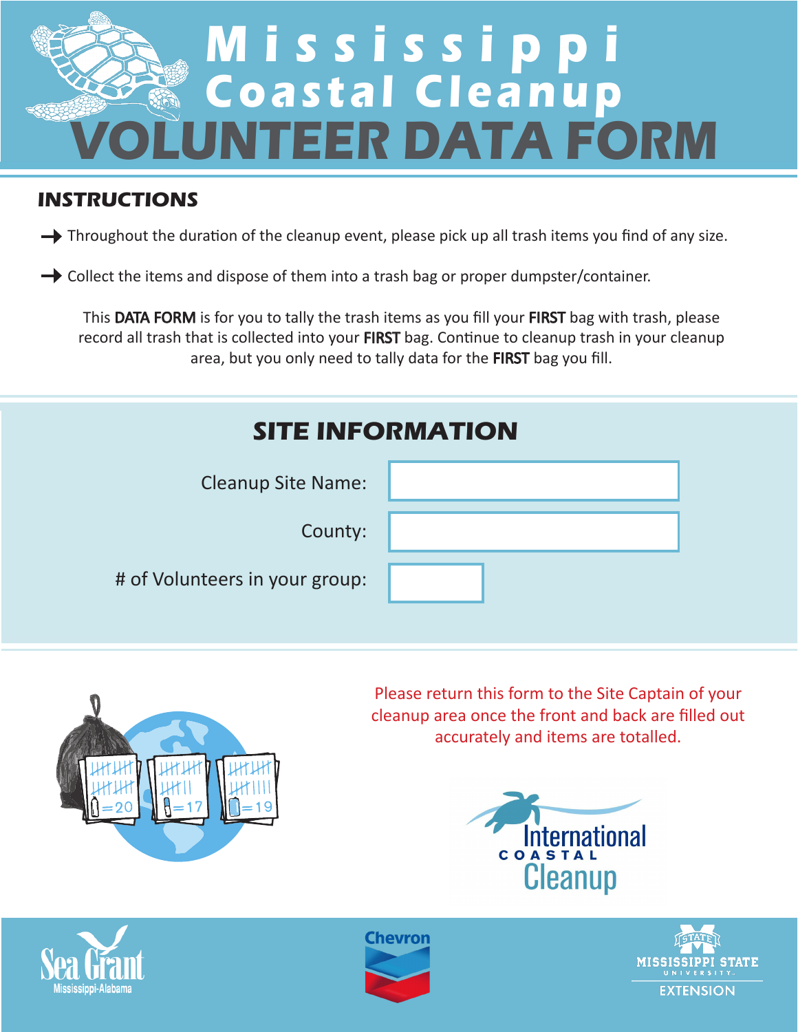# Mississippi Coastal Cleanup

# VOLUNTEER DATA FORM

## INSTRUCTIONS

- Throughout the duration of the cleanup event, please pick up all trash items you find of any size.
- Collect the items and dispose of them into a trash bag or proper dumpster/container.

This **DATA FORM** is for you to tally the trash items as you fill your **FIRST** bag with trash, please record all trash that is collected into your **FIRST** bag. Continue to cleanup trash in your cleanup area, but you only need to tally data for the **FIRST** bag you fill.

## SITE INFORMATION

Cleanup Site Name:

County:

# of Volunteers in your group:

Please return this form to the Site Captain of your cleanup area once the front and back are filled out accurately and items are totalled.

International Coastal Cleanup

Sea Grant Mississippi-Alabama

Chevron

Mississippi State University Extension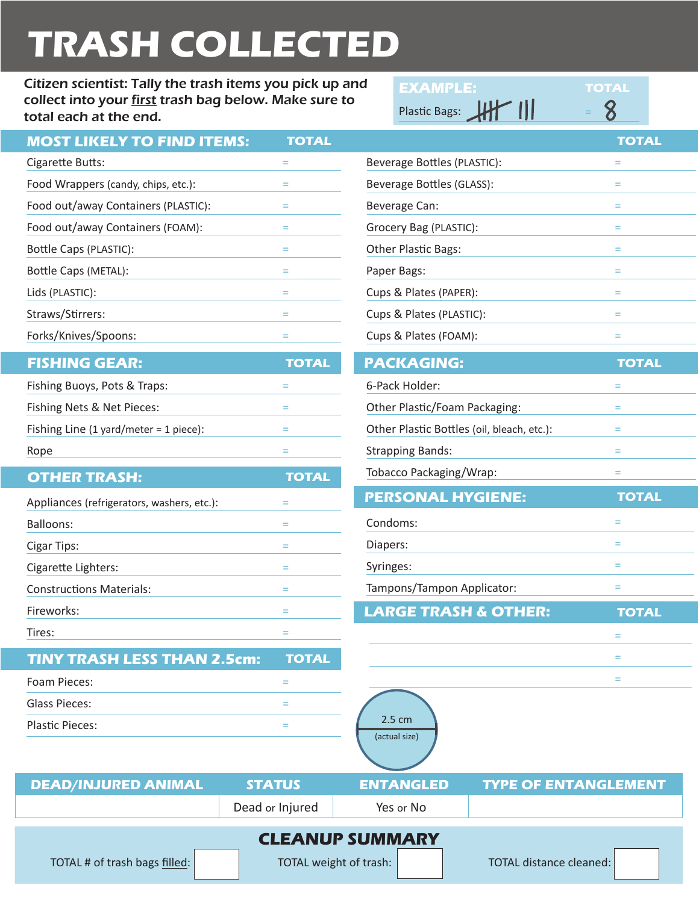# TRASH COLLECTED

Citizen scientist: Tally the trash items you pick up and collect into your first trash bag below. Make sure to total each at the end.

| EXAMPLE: | | TOTAL |
|---|---|---|
| Plastic Bags: | ~~||||~~ ||| | = 8 |

| MOST LIKELY TO FIND ITEMS: | TOTAL |
|---|---|
| Cigarette Butts: | = |
| Food Wrappers (candy, chips, etc.): | = |
| Food out/away Containers (PLASTIC): | = |
| Food out/away Containers (FOAM): | = |
| Bottle Caps (PLASTIC): | = |
| Bottle Caps (METAL): | = |
| Lids (PLASTIC): | = |
| Straws/Stirrers: | = |
| Forks/Knives/Spoons: | = |
| Beverage Bottles (PLASTIC): | = |
| Beverage Bottles (GLASS): | = |
| Beverage Can: | = |
| Grocery Bag (PLASTIC): | = |
| Other Plastic Bags: | = |
| Paper Bags: | = |
| Cups & Plates (PAPER): | = |
| Cups & Plates (PLASTIC): | = |
| Cups & Plates (FOAM): | = |

| FISHING GEAR: | TOTAL |
|---|---|
| Fishing Buoys, Pots & Traps: | = |
| Fishing Nets & Net Pieces: | = |
| Fishing Line (1 yard/meter = 1 piece): | = |
| Rope | = |

| OTHER TRASH: | TOTAL |
|---|---|
| Appliances (refrigerators, washers, etc.): | = |
| Balloons: | = |
| Cigar Tips: | = |
| Cigarette Lighters: | = |
| Constructions Materials: | = |
| Fireworks: | = |
| Tires: | = |

| TINY TRASH LESS THAN 2.5cm: | TOTAL |
|---|---|
| Foam Pieces: | = |
| Glass Pieces: | = |
| Plastic Pieces: | = |

| PACKAGING: | TOTAL |
|---|---|
| 6-Pack Holder: | = |
| Other Plastic/Foam Packaging: | = |
| Other Plastic Bottles (oil, bleach, etc.): | = |
| Strapping Bands: | = |
| Tobacco Packaging/Wrap: | = |

| PERSONAL HYGIENE: | TOTAL |
|---|---|
| Condoms: | = |
| Diapers: | = |
| Syringes: | = |
| Tampons/Tampon Applicator: | = |

| LARGE TRASH & OTHER: | TOTAL |
|---|---|
| | = |
| | = |
| | = |

2.5 cm (actual size)

| DEAD/INJURED ANIMAL | STATUS | ENTANGLED | TYPE OF ENTANGLEMENT |
|---|---|---|---|
| | Dead or Injured | Yes or No | |

## CLEANUP SUMMARY

TOTAL # of trash bags filled: ______ TOTAL weight of trash: ______ TOTAL distance cleaned: ______